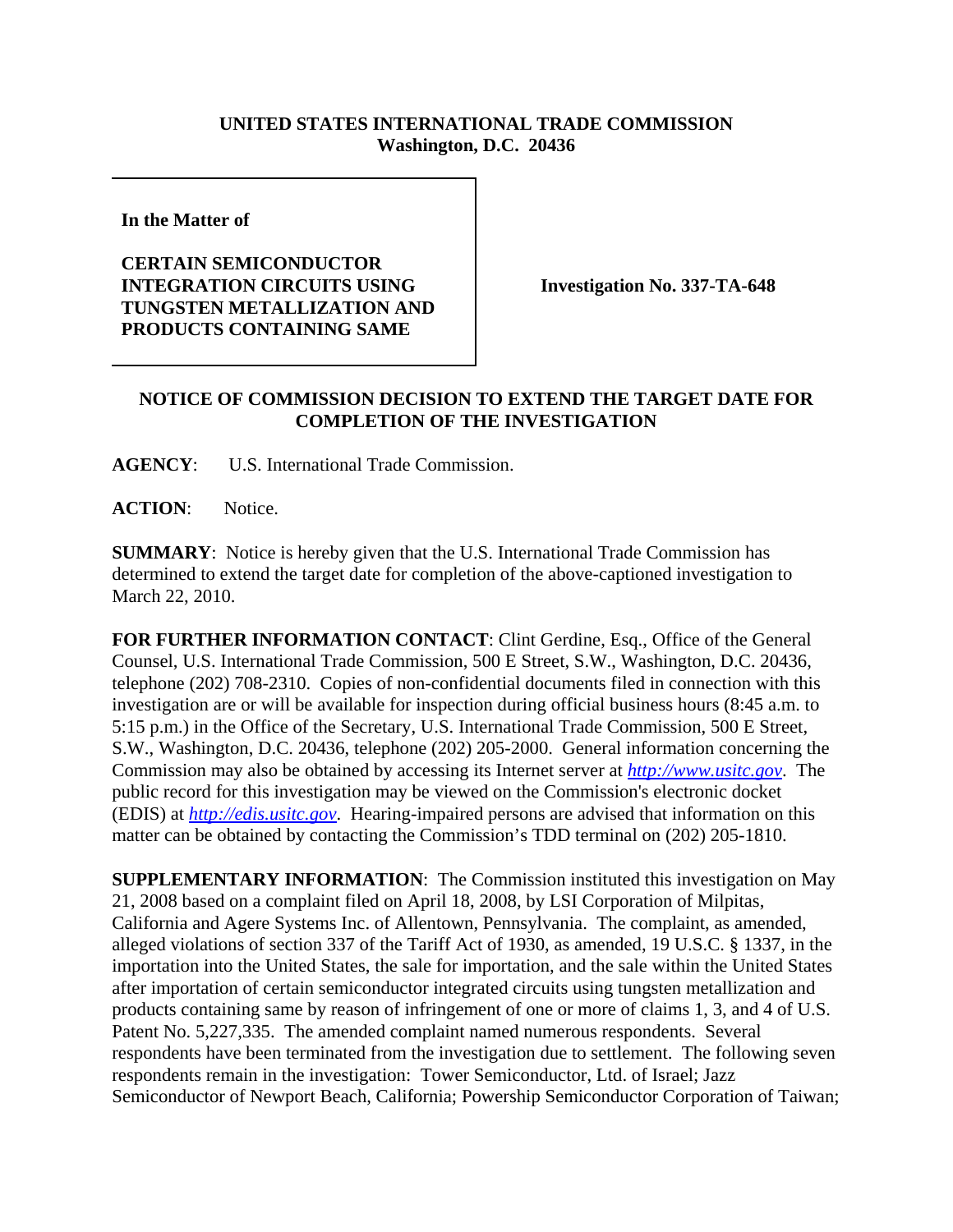**UNITED STATES INTERNATIONAL TRADE COMMISSION**
**Washington, D.C. 20436**

**In the Matter of**

**CERTAIN SEMICONDUCTOR INTEGRATION CIRCUITS USING TUNGSTEN METALLIZATION AND PRODUCTS CONTAINING SAME**

**Investigation No. 337-TA-648**

## NOTICE OF COMMISSION DECISION TO EXTEND THE TARGET DATE FOR COMPLETION OF THE INVESTIGATION

**AGENCY**: U.S. International Trade Commission.

**ACTION**: Notice.

**SUMMARY**: Notice is hereby given that the U.S. International Trade Commission has determined to extend the target date for completion of the above-captioned investigation to March 22, 2010.

**FOR FURTHER INFORMATION CONTACT**: Clint Gerdine, Esq., Office of the General Counsel, U.S. International Trade Commission, 500 E Street, S.W., Washington, D.C. 20436, telephone (202) 708-2310. Copies of non-confidential documents filed in connection with this investigation are or will be available for inspection during official business hours (8:45 a.m. to 5:15 p.m.) in the Office of the Secretary, U.S. International Trade Commission, 500 E Street, S.W., Washington, D.C. 20436, telephone (202) 205-2000. General information concerning the Commission may also be obtained by accessing its Internet server at *http://www.usitc.gov*. The public record for this investigation may be viewed on the Commission's electronic docket (EDIS) at *http://edis.usitc.gov*. Hearing-impaired persons are advised that information on this matter can be obtained by contacting the Commission's TDD terminal on (202) 205-1810.

**SUPPLEMENTARY INFORMATION**: The Commission instituted this investigation on May 21, 2008 based on a complaint filed on April 18, 2008, by LSI Corporation of Milpitas, California and Agere Systems Inc. of Allentown, Pennsylvania. The complaint, as amended, alleged violations of section 337 of the Tariff Act of 1930, as amended, 19 U.S.C. § 1337, in the importation into the United States, the sale for importation, and the sale within the United States after importation of certain semiconductor integrated circuits using tungsten metallization and products containing same by reason of infringement of one or more of claims 1, 3, and 4 of U.S. Patent No. 5,227,335. The amended complaint named numerous respondents. Several respondents have been terminated from the investigation due to settlement. The following seven respondents remain in the investigation: Tower Semiconductor, Ltd. of Israel; Jazz Semiconductor of Newport Beach, California; Powership Semiconductor Corporation of Taiwan;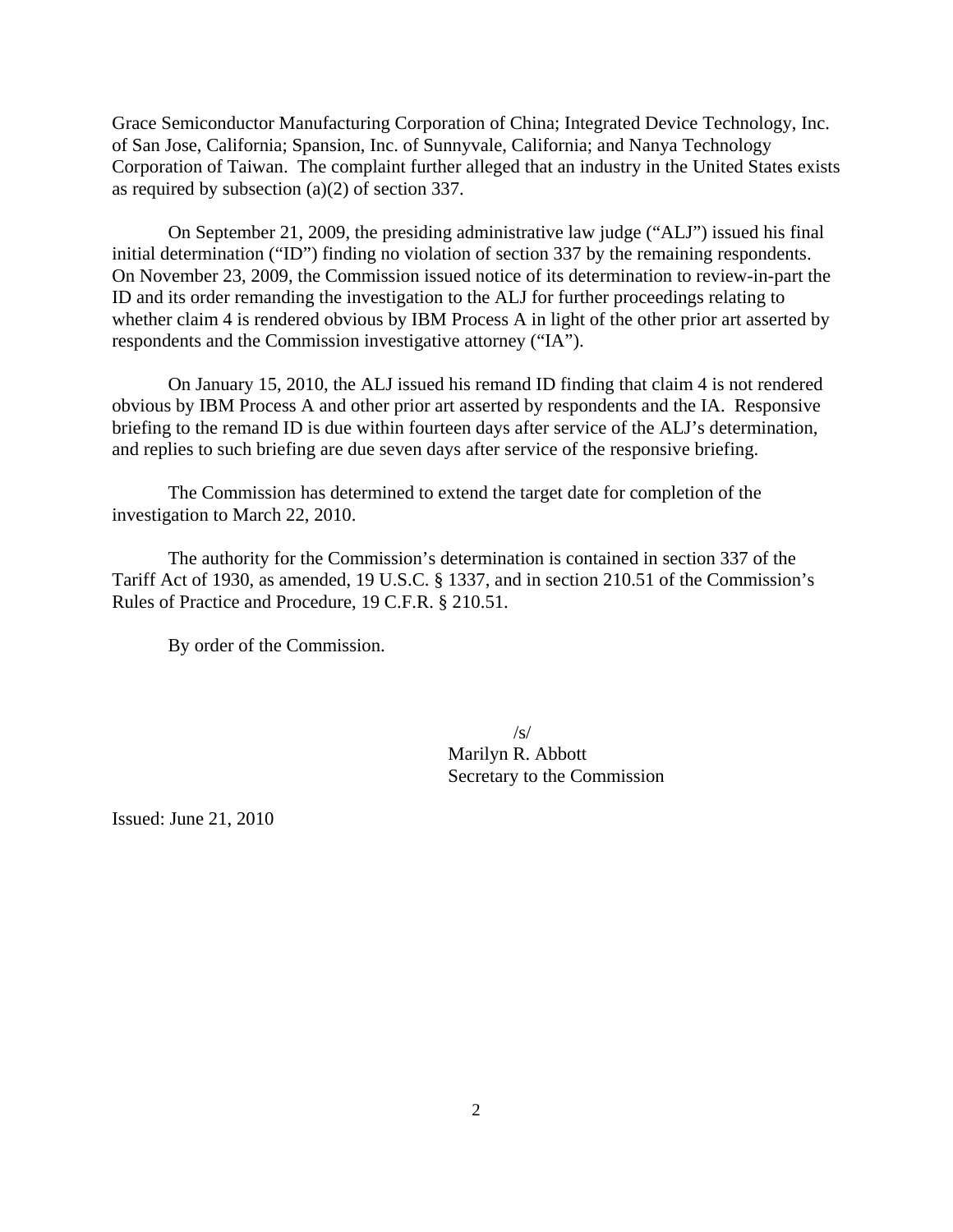Grace Semiconductor Manufacturing Corporation of China; Integrated Device Technology, Inc. of San Jose, California; Spansion, Inc. of Sunnyvale, California; and Nanya Technology Corporation of Taiwan. The complaint further alleged that an industry in the United States exists as required by subsection (a)(2) of section 337.

On September 21, 2009, the presiding administrative law judge ("ALJ") issued his final initial determination ("ID") finding no violation of section 337 by the remaining respondents. On November 23, 2009, the Commission issued notice of its determination to review-in-part the ID and its order remanding the investigation to the ALJ for further proceedings relating to whether claim 4 is rendered obvious by IBM Process A in light of the other prior art asserted by respondents and the Commission investigative attorney ("IA").

On January 15, 2010, the ALJ issued his remand ID finding that claim 4 is not rendered obvious by IBM Process A and other prior art asserted by respondents and the IA. Responsive briefing to the remand ID is due within fourteen days after service of the ALJ's determination, and replies to such briefing are due seven days after service of the responsive briefing.

The Commission has determined to extend the target date for completion of the investigation to March 22, 2010.

The authority for the Commission's determination is contained in section 337 of the Tariff Act of 1930, as amended, 19 U.S.C. § 1337, and in section 210.51 of the Commission's Rules of Practice and Procedure, 19 C.F.R. § 210.51.

By order of the Commission.

/s/
Marilyn R. Abbott
Secretary to the Commission

Issued: June 21, 2010